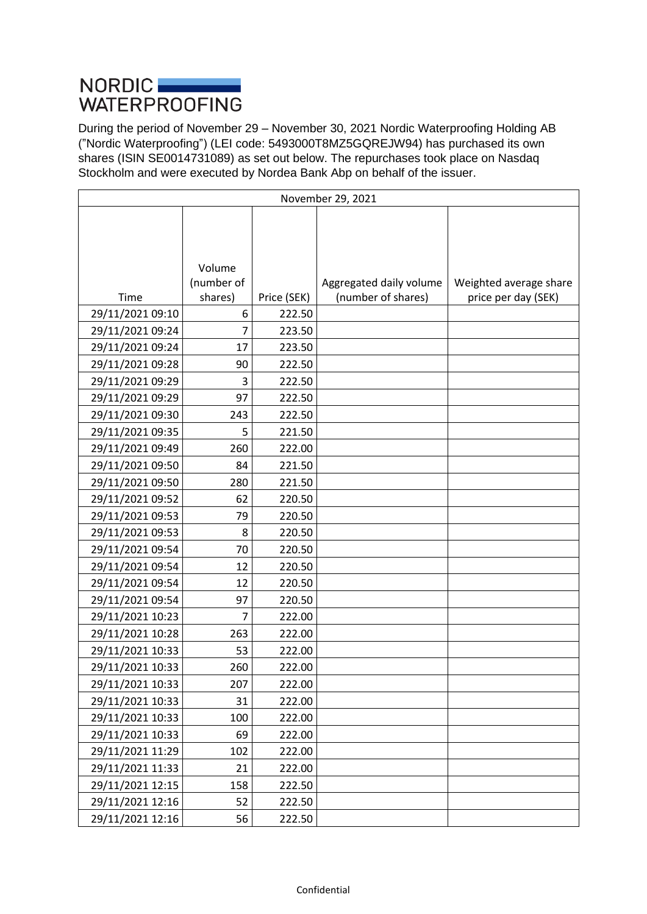NORDIC WATERPROOFING

During the period of November 29 – November 30, 2021 Nordic Waterproofing Holding AB ("Nordic Waterproofing") (LEI code: 5493000T8MZ5GQREJW94) has purchased its own shares (ISIN SE0014731089) as set out below. The repurchases took place on Nasdaq Stockholm and were executed by Nordea Bank Abp on behalf of the issuer.

| November 29, 2021 | | | | |
|---|---|---|---|---|
| Time | Volume (number of shares) | Price (SEK) | Aggregated daily volume (number of shares) | Weighted average share price per day (SEK) |
| 29/11/2021 09:10 | 6 | 222.50 | | |
| 29/11/2021 09:24 | 7 | 223.50 | | |
| 29/11/2021 09:24 | 17 | 223.50 | | |
| 29/11/2021 09:28 | 90 | 222.50 | | |
| 29/11/2021 09:29 | 3 | 222.50 | | |
| 29/11/2021 09:29 | 97 | 222.50 | | |
| 29/11/2021 09:30 | 243 | 222.50 | | |
| 29/11/2021 09:35 | 5 | 221.50 | | |
| 29/11/2021 09:49 | 260 | 222.00 | | |
| 29/11/2021 09:50 | 84 | 221.50 | | |
| 29/11/2021 09:50 | 280 | 221.50 | | |
| 29/11/2021 09:52 | 62 | 220.50 | | |
| 29/11/2021 09:53 | 79 | 220.50 | | |
| 29/11/2021 09:53 | 8 | 220.50 | | |
| 29/11/2021 09:54 | 70 | 220.50 | | |
| 29/11/2021 09:54 | 12 | 220.50 | | |
| 29/11/2021 09:54 | 12 | 220.50 | | |
| 29/11/2021 09:54 | 97 | 220.50 | | |
| 29/11/2021 10:23 | 7 | 222.00 | | |
| 29/11/2021 10:28 | 263 | 222.00 | | |
| 29/11/2021 10:33 | 53 | 222.00 | | |
| 29/11/2021 10:33 | 260 | 222.00 | | |
| 29/11/2021 10:33 | 207 | 222.00 | | |
| 29/11/2021 10:33 | 31 | 222.00 | | |
| 29/11/2021 10:33 | 100 | 222.00 | | |
| 29/11/2021 10:33 | 69 | 222.00 | | |
| 29/11/2021 11:29 | 102 | 222.00 | | |
| 29/11/2021 11:33 | 21 | 222.00 | | |
| 29/11/2021 12:15 | 158 | 222.50 | | |
| 29/11/2021 12:16 | 52 | 222.50 | | |
| 29/11/2021 12:16 | 56 | 222.50 | | |

Confidential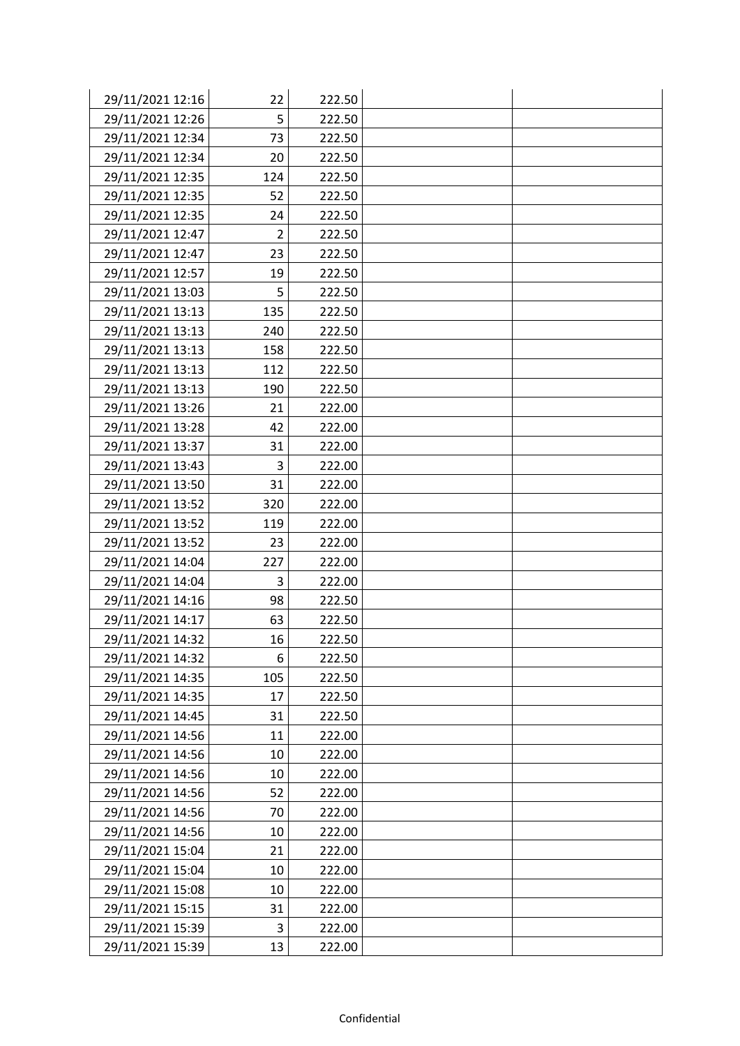| | | | | |
|---|---|---|---|---|
| 29/11/2021 12:16 | 22 | 222.50 | | |
| 29/11/2021 12:26 | 5 | 222.50 | | |
| 29/11/2021 12:34 | 73 | 222.50 | | |
| 29/11/2021 12:34 | 20 | 222.50 | | |
| 29/11/2021 12:35 | 124 | 222.50 | | |
| 29/11/2021 12:35 | 52 | 222.50 | | |
| 29/11/2021 12:35 | 24 | 222.50 | | |
| 29/11/2021 12:47 | 2 | 222.50 | | |
| 29/11/2021 12:47 | 23 | 222.50 | | |
| 29/11/2021 12:57 | 19 | 222.50 | | |
| 29/11/2021 13:03 | 5 | 222.50 | | |
| 29/11/2021 13:13 | 135 | 222.50 | | |
| 29/11/2021 13:13 | 240 | 222.50 | | |
| 29/11/2021 13:13 | 158 | 222.50 | | |
| 29/11/2021 13:13 | 112 | 222.50 | | |
| 29/11/2021 13:13 | 190 | 222.50 | | |
| 29/11/2021 13:26 | 21 | 222.00 | | |
| 29/11/2021 13:28 | 42 | 222.00 | | |
| 29/11/2021 13:37 | 31 | 222.00 | | |
| 29/11/2021 13:43 | 3 | 222.00 | | |
| 29/11/2021 13:50 | 31 | 222.00 | | |
| 29/11/2021 13:52 | 320 | 222.00 | | |
| 29/11/2021 13:52 | 119 | 222.00 | | |
| 29/11/2021 13:52 | 23 | 222.00 | | |
| 29/11/2021 14:04 | 227 | 222.00 | | |
| 29/11/2021 14:04 | 3 | 222.00 | | |
| 29/11/2021 14:16 | 98 | 222.50 | | |
| 29/11/2021 14:17 | 63 | 222.50 | | |
| 29/11/2021 14:32 | 16 | 222.50 | | |
| 29/11/2021 14:32 | 6 | 222.50 | | |
| 29/11/2021 14:35 | 105 | 222.50 | | |
| 29/11/2021 14:35 | 17 | 222.50 | | |
| 29/11/2021 14:45 | 31 | 222.50 | | |
| 29/11/2021 14:56 | 11 | 222.00 | | |
| 29/11/2021 14:56 | 10 | 222.00 | | |
| 29/11/2021 14:56 | 10 | 222.00 | | |
| 29/11/2021 14:56 | 52 | 222.00 | | |
| 29/11/2021 14:56 | 70 | 222.00 | | |
| 29/11/2021 14:56 | 10 | 222.00 | | |
| 29/11/2021 15:04 | 21 | 222.00 | | |
| 29/11/2021 15:04 | 10 | 222.00 | | |
| 29/11/2021 15:08 | 10 | 222.00 | | |
| 29/11/2021 15:15 | 31 | 222.00 | | |
| 29/11/2021 15:39 | 3 | 222.00 | | |
| 29/11/2021 15:39 | 13 | 222.00 | | |

Confidential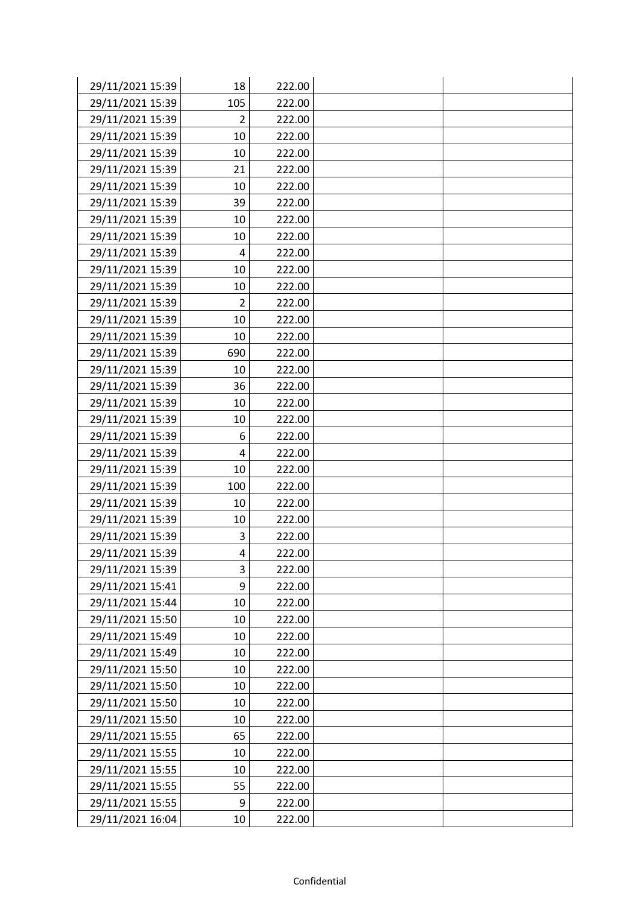| | | | | |
|---|---|---|---|---|
| 29/11/2021 15:39 | 18 | 222.00 | | |
| 29/11/2021 15:39 | 105 | 222.00 | | |
| 29/11/2021 15:39 | 2 | 222.00 | | |
| 29/11/2021 15:39 | 10 | 222.00 | | |
| 29/11/2021 15:39 | 10 | 222.00 | | |
| 29/11/2021 15:39 | 21 | 222.00 | | |
| 29/11/2021 15:39 | 10 | 222.00 | | |
| 29/11/2021 15:39 | 39 | 222.00 | | |
| 29/11/2021 15:39 | 10 | 222.00 | | |
| 29/11/2021 15:39 | 10 | 222.00 | | |
| 29/11/2021 15:39 | 4 | 222.00 | | |
| 29/11/2021 15:39 | 10 | 222.00 | | |
| 29/11/2021 15:39 | 10 | 222.00 | | |
| 29/11/2021 15:39 | 2 | 222.00 | | |
| 29/11/2021 15:39 | 10 | 222.00 | | |
| 29/11/2021 15:39 | 10 | 222.00 | | |
| 29/11/2021 15:39 | 690 | 222.00 | | |
| 29/11/2021 15:39 | 10 | 222.00 | | |
| 29/11/2021 15:39 | 36 | 222.00 | | |
| 29/11/2021 15:39 | 10 | 222.00 | | |
| 29/11/2021 15:39 | 10 | 222.00 | | |
| 29/11/2021 15:39 | 6 | 222.00 | | |
| 29/11/2021 15:39 | 4 | 222.00 | | |
| 29/11/2021 15:39 | 10 | 222.00 | | |
| 29/11/2021 15:39 | 100 | 222.00 | | |
| 29/11/2021 15:39 | 10 | 222.00 | | |
| 29/11/2021 15:39 | 10 | 222.00 | | |
| 29/11/2021 15:39 | 3 | 222.00 | | |
| 29/11/2021 15:39 | 4 | 222.00 | | |
| 29/11/2021 15:39 | 3 | 222.00 | | |
| 29/11/2021 15:41 | 9 | 222.00 | | |
| 29/11/2021 15:44 | 10 | 222.00 | | |
| 29/11/2021 15:50 | 10 | 222.00 | | |
| 29/11/2021 15:49 | 10 | 222.00 | | |
| 29/11/2021 15:49 | 10 | 222.00 | | |
| 29/11/2021 15:50 | 10 | 222.00 | | |
| 29/11/2021 15:50 | 10 | 222.00 | | |
| 29/11/2021 15:50 | 10 | 222.00 | | |
| 29/11/2021 15:50 | 10 | 222.00 | | |
| 29/11/2021 15:55 | 65 | 222.00 | | |
| 29/11/2021 15:55 | 10 | 222.00 | | |
| 29/11/2021 15:55 | 10 | 222.00 | | |
| 29/11/2021 15:55 | 55 | 222.00 | | |
| 29/11/2021 15:55 | 9 | 222.00 | | |
| 29/11/2021 16:04 | 10 | 222.00 | | |

Confidential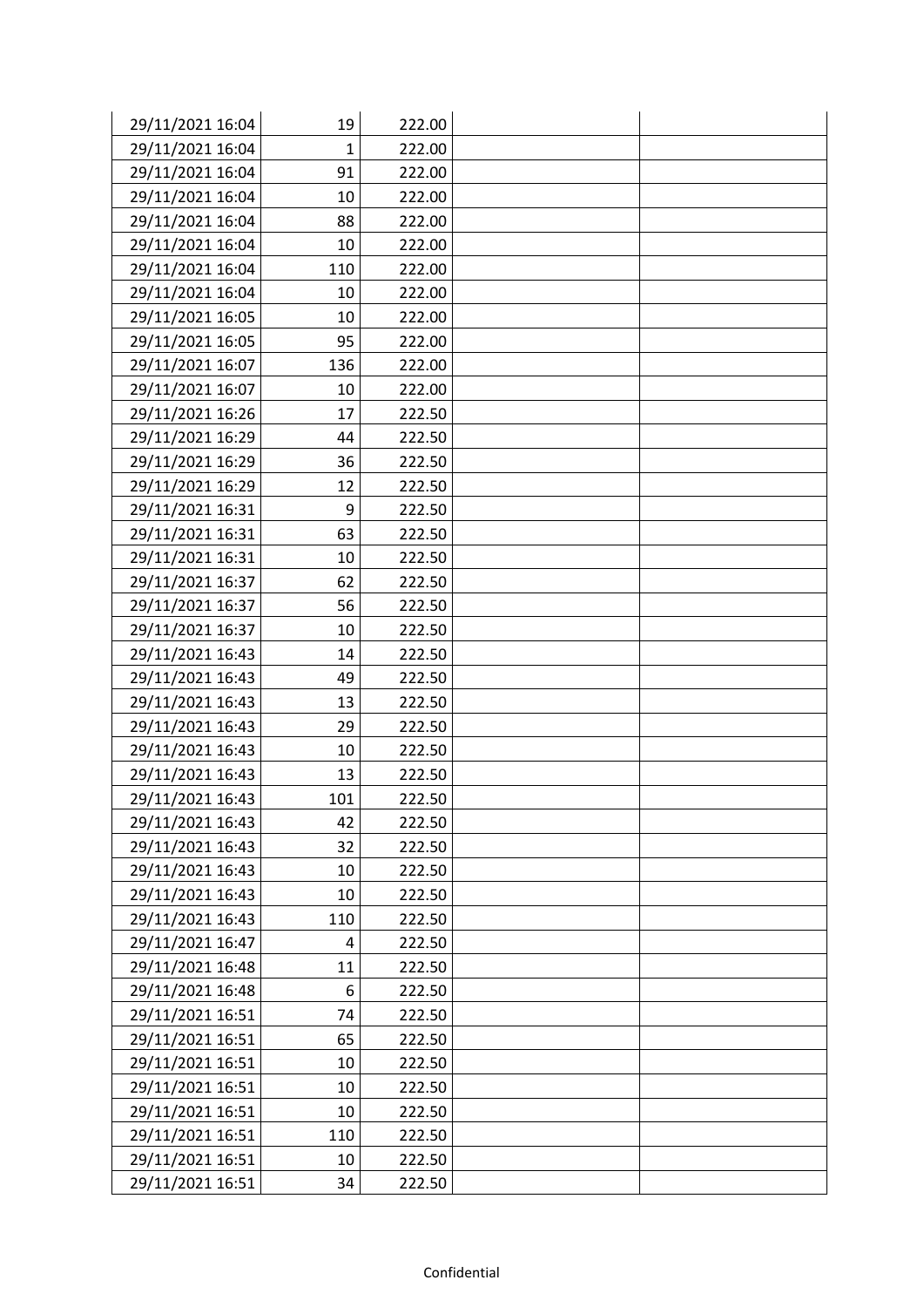| | | | | |
|---|---|---|---|---|
| 29/11/2021 16:04 | 19 | 222.00 | | |
| 29/11/2021 16:04 | 1 | 222.00 | | |
| 29/11/2021 16:04 | 91 | 222.00 | | |
| 29/11/2021 16:04 | 10 | 222.00 | | |
| 29/11/2021 16:04 | 88 | 222.00 | | |
| 29/11/2021 16:04 | 10 | 222.00 | | |
| 29/11/2021 16:04 | 110 | 222.00 | | |
| 29/11/2021 16:04 | 10 | 222.00 | | |
| 29/11/2021 16:05 | 10 | 222.00 | | |
| 29/11/2021 16:05 | 95 | 222.00 | | |
| 29/11/2021 16:07 | 136 | 222.00 | | |
| 29/11/2021 16:07 | 10 | 222.00 | | |
| 29/11/2021 16:26 | 17 | 222.50 | | |
| 29/11/2021 16:29 | 44 | 222.50 | | |
| 29/11/2021 16:29 | 36 | 222.50 | | |
| 29/11/2021 16:29 | 12 | 222.50 | | |
| 29/11/2021 16:31 | 9 | 222.50 | | |
| 29/11/2021 16:31 | 63 | 222.50 | | |
| 29/11/2021 16:31 | 10 | 222.50 | | |
| 29/11/2021 16:37 | 62 | 222.50 | | |
| 29/11/2021 16:37 | 56 | 222.50 | | |
| 29/11/2021 16:37 | 10 | 222.50 | | |
| 29/11/2021 16:43 | 14 | 222.50 | | |
| 29/11/2021 16:43 | 49 | 222.50 | | |
| 29/11/2021 16:43 | 13 | 222.50 | | |
| 29/11/2021 16:43 | 29 | 222.50 | | |
| 29/11/2021 16:43 | 10 | 222.50 | | |
| 29/11/2021 16:43 | 13 | 222.50 | | |
| 29/11/2021 16:43 | 101 | 222.50 | | |
| 29/11/2021 16:43 | 42 | 222.50 | | |
| 29/11/2021 16:43 | 32 | 222.50 | | |
| 29/11/2021 16:43 | 10 | 222.50 | | |
| 29/11/2021 16:43 | 10 | 222.50 | | |
| 29/11/2021 16:43 | 110 | 222.50 | | |
| 29/11/2021 16:47 | 4 | 222.50 | | |
| 29/11/2021 16:48 | 11 | 222.50 | | |
| 29/11/2021 16:48 | 6 | 222.50 | | |
| 29/11/2021 16:51 | 74 | 222.50 | | |
| 29/11/2021 16:51 | 65 | 222.50 | | |
| 29/11/2021 16:51 | 10 | 222.50 | | |
| 29/11/2021 16:51 | 10 | 222.50 | | |
| 29/11/2021 16:51 | 10 | 222.50 | | |
| 29/11/2021 16:51 | 110 | 222.50 | | |
| 29/11/2021 16:51 | 10 | 222.50 | | |
| 29/11/2021 16:51 | 34 | 222.50 | | |

Confidential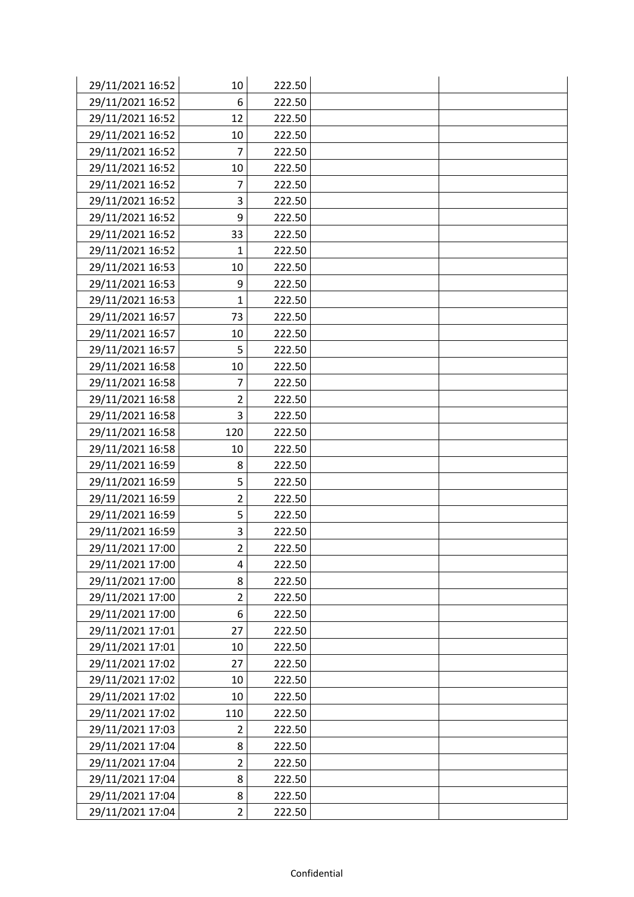|  |  |  |  |  |
|---|---|---|---|---|
| 29/11/2021 16:52 | 10 | 222.50 |  |  |
| 29/11/2021 16:52 | 6 | 222.50 |  |  |
| 29/11/2021 16:52 | 12 | 222.50 |  |  |
| 29/11/2021 16:52 | 10 | 222.50 |  |  |
| 29/11/2021 16:52 | 7 | 222.50 |  |  |
| 29/11/2021 16:52 | 10 | 222.50 |  |  |
| 29/11/2021 16:52 | 7 | 222.50 |  |  |
| 29/11/2021 16:52 | 3 | 222.50 |  |  |
| 29/11/2021 16:52 | 9 | 222.50 |  |  |
| 29/11/2021 16:52 | 33 | 222.50 |  |  |
| 29/11/2021 16:52 | 1 | 222.50 |  |  |
| 29/11/2021 16:53 | 10 | 222.50 |  |  |
| 29/11/2021 16:53 | 9 | 222.50 |  |  |
| 29/11/2021 16:53 | 1 | 222.50 |  |  |
| 29/11/2021 16:57 | 73 | 222.50 |  |  |
| 29/11/2021 16:57 | 10 | 222.50 |  |  |
| 29/11/2021 16:57 | 5 | 222.50 |  |  |
| 29/11/2021 16:58 | 10 | 222.50 |  |  |
| 29/11/2021 16:58 | 7 | 222.50 |  |  |
| 29/11/2021 16:58 | 2 | 222.50 |  |  |
| 29/11/2021 16:58 | 3 | 222.50 |  |  |
| 29/11/2021 16:58 | 120 | 222.50 |  |  |
| 29/11/2021 16:58 | 10 | 222.50 |  |  |
| 29/11/2021 16:59 | 8 | 222.50 |  |  |
| 29/11/2021 16:59 | 5 | 222.50 |  |  |
| 29/11/2021 16:59 | 2 | 222.50 |  |  |
| 29/11/2021 16:59 | 5 | 222.50 |  |  |
| 29/11/2021 16:59 | 3 | 222.50 |  |  |
| 29/11/2021 17:00 | 2 | 222.50 |  |  |
| 29/11/2021 17:00 | 4 | 222.50 |  |  |
| 29/11/2021 17:00 | 8 | 222.50 |  |  |
| 29/11/2021 17:00 | 2 | 222.50 |  |  |
| 29/11/2021 17:00 | 6 | 222.50 |  |  |
| 29/11/2021 17:01 | 27 | 222.50 |  |  |
| 29/11/2021 17:01 | 10 | 222.50 |  |  |
| 29/11/2021 17:02 | 27 | 222.50 |  |  |
| 29/11/2021 17:02 | 10 | 222.50 |  |  |
| 29/11/2021 17:02 | 10 | 222.50 |  |  |
| 29/11/2021 17:02 | 110 | 222.50 |  |  |
| 29/11/2021 17:03 | 2 | 222.50 |  |  |
| 29/11/2021 17:04 | 8 | 222.50 |  |  |
| 29/11/2021 17:04 | 2 | 222.50 |  |  |
| 29/11/2021 17:04 | 8 | 222.50 |  |  |
| 29/11/2021 17:04 | 8 | 222.50 |  |  |
| 29/11/2021 17:04 | 2 | 222.50 |  |  |

Confidential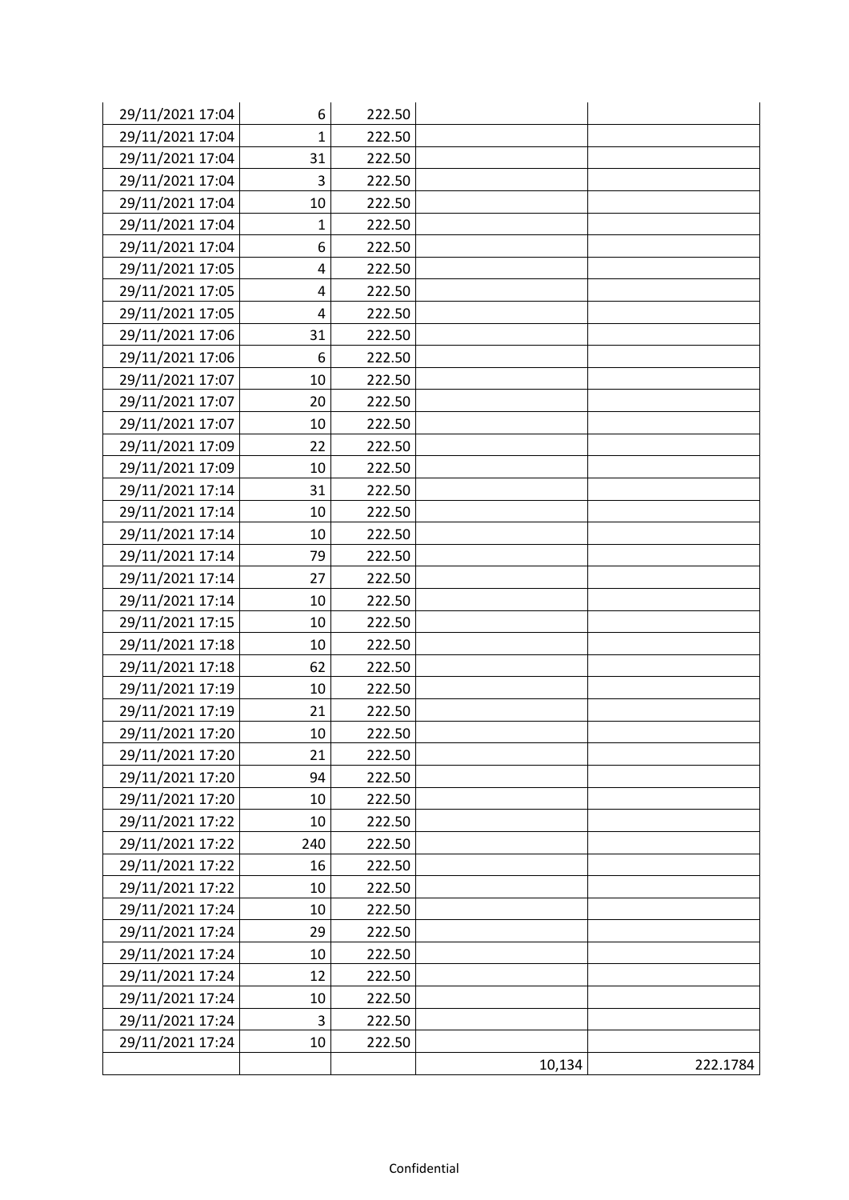| | | | | |
|---|---|---|---|---|
| 29/11/2021 17:04 | 6 | 222.50 | | |
| 29/11/2021 17:04 | 1 | 222.50 | | |
| 29/11/2021 17:04 | 31 | 222.50 | | |
| 29/11/2021 17:04 | 3 | 222.50 | | |
| 29/11/2021 17:04 | 10 | 222.50 | | |
| 29/11/2021 17:04 | 1 | 222.50 | | |
| 29/11/2021 17:04 | 6 | 222.50 | | |
| 29/11/2021 17:05 | 4 | 222.50 | | |
| 29/11/2021 17:05 | 4 | 222.50 | | |
| 29/11/2021 17:05 | 4 | 222.50 | | |
| 29/11/2021 17:06 | 31 | 222.50 | | |
| 29/11/2021 17:06 | 6 | 222.50 | | |
| 29/11/2021 17:07 | 10 | 222.50 | | |
| 29/11/2021 17:07 | 20 | 222.50 | | |
| 29/11/2021 17:07 | 10 | 222.50 | | |
| 29/11/2021 17:09 | 22 | 222.50 | | |
| 29/11/2021 17:09 | 10 | 222.50 | | |
| 29/11/2021 17:14 | 31 | 222.50 | | |
| 29/11/2021 17:14 | 10 | 222.50 | | |
| 29/11/2021 17:14 | 10 | 222.50 | | |
| 29/11/2021 17:14 | 79 | 222.50 | | |
| 29/11/2021 17:14 | 27 | 222.50 | | |
| 29/11/2021 17:14 | 10 | 222.50 | | |
| 29/11/2021 17:15 | 10 | 222.50 | | |
| 29/11/2021 17:18 | 10 | 222.50 | | |
| 29/11/2021 17:18 | 62 | 222.50 | | |
| 29/11/2021 17:19 | 10 | 222.50 | | |
| 29/11/2021 17:19 | 21 | 222.50 | | |
| 29/11/2021 17:20 | 10 | 222.50 | | |
| 29/11/2021 17:20 | 21 | 222.50 | | |
| 29/11/2021 17:20 | 94 | 222.50 | | |
| 29/11/2021 17:20 | 10 | 222.50 | | |
| 29/11/2021 17:22 | 10 | 222.50 | | |
| 29/11/2021 17:22 | 240 | 222.50 | | |
| 29/11/2021 17:22 | 16 | 222.50 | | |
| 29/11/2021 17:22 | 10 | 222.50 | | |
| 29/11/2021 17:24 | 10 | 222.50 | | |
| 29/11/2021 17:24 | 29 | 222.50 | | |
| 29/11/2021 17:24 | 10 | 222.50 | | |
| 29/11/2021 17:24 | 12 | 222.50 | | |
| 29/11/2021 17:24 | 10 | 222.50 | | |
| 29/11/2021 17:24 | 3 | 222.50 | | |
| 29/11/2021 17:24 | 10 | 222.50 | | |
| | | | 10,134 | 222.1784 |

Confidential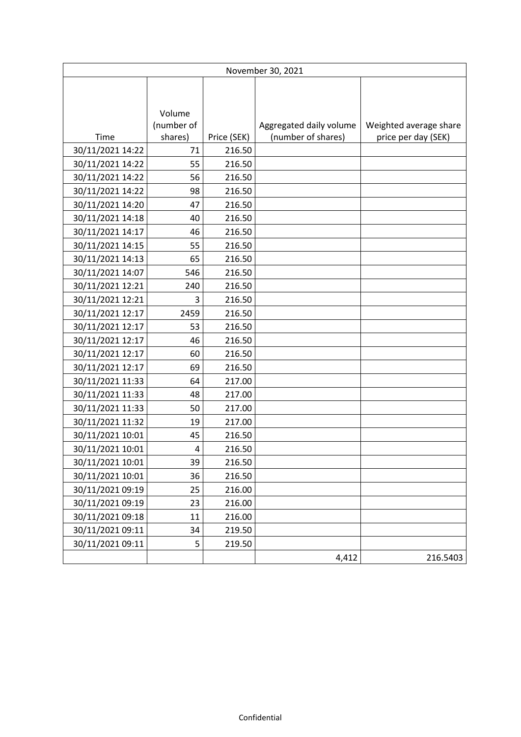| November 30, 2021 | | | | |
|---|---|---|---|---|
| Time | Volume (number of shares) | Price (SEK) | Aggregated daily volume (number of shares) | Weighted average share price per day (SEK) |
| 30/11/2021 14:22 | 71 | 216.50 | | |
| 30/11/2021 14:22 | 55 | 216.50 | | |
| 30/11/2021 14:22 | 56 | 216.50 | | |
| 30/11/2021 14:22 | 98 | 216.50 | | |
| 30/11/2021 14:20 | 47 | 216.50 | | |
| 30/11/2021 14:18 | 40 | 216.50 | | |
| 30/11/2021 14:17 | 46 | 216.50 | | |
| 30/11/2021 14:15 | 55 | 216.50 | | |
| 30/11/2021 14:13 | 65 | 216.50 | | |
| 30/11/2021 14:07 | 546 | 216.50 | | |
| 30/11/2021 12:21 | 240 | 216.50 | | |
| 30/11/2021 12:21 | 3 | 216.50 | | |
| 30/11/2021 12:17 | 2459 | 216.50 | | |
| 30/11/2021 12:17 | 53 | 216.50 | | |
| 30/11/2021 12:17 | 46 | 216.50 | | |
| 30/11/2021 12:17 | 60 | 216.50 | | |
| 30/11/2021 12:17 | 69 | 216.50 | | |
| 30/11/2021 11:33 | 64 | 217.00 | | |
| 30/11/2021 11:33 | 48 | 217.00 | | |
| 30/11/2021 11:33 | 50 | 217.00 | | |
| 30/11/2021 11:32 | 19 | 217.00 | | |
| 30/11/2021 10:01 | 45 | 216.50 | | |
| 30/11/2021 10:01 | 4 | 216.50 | | |
| 30/11/2021 10:01 | 39 | 216.50 | | |
| 30/11/2021 10:01 | 36 | 216.50 | | |
| 30/11/2021 09:19 | 25 | 216.00 | | |
| 30/11/2021 09:19 | 23 | 216.00 | | |
| 30/11/2021 09:18 | 11 | 216.00 | | |
| 30/11/2021 09:11 | 34 | 219.50 | | |
| 30/11/2021 09:11 | 5 | 219.50 | | |
| | | | 4,412 | 216.5403 |

Confidential